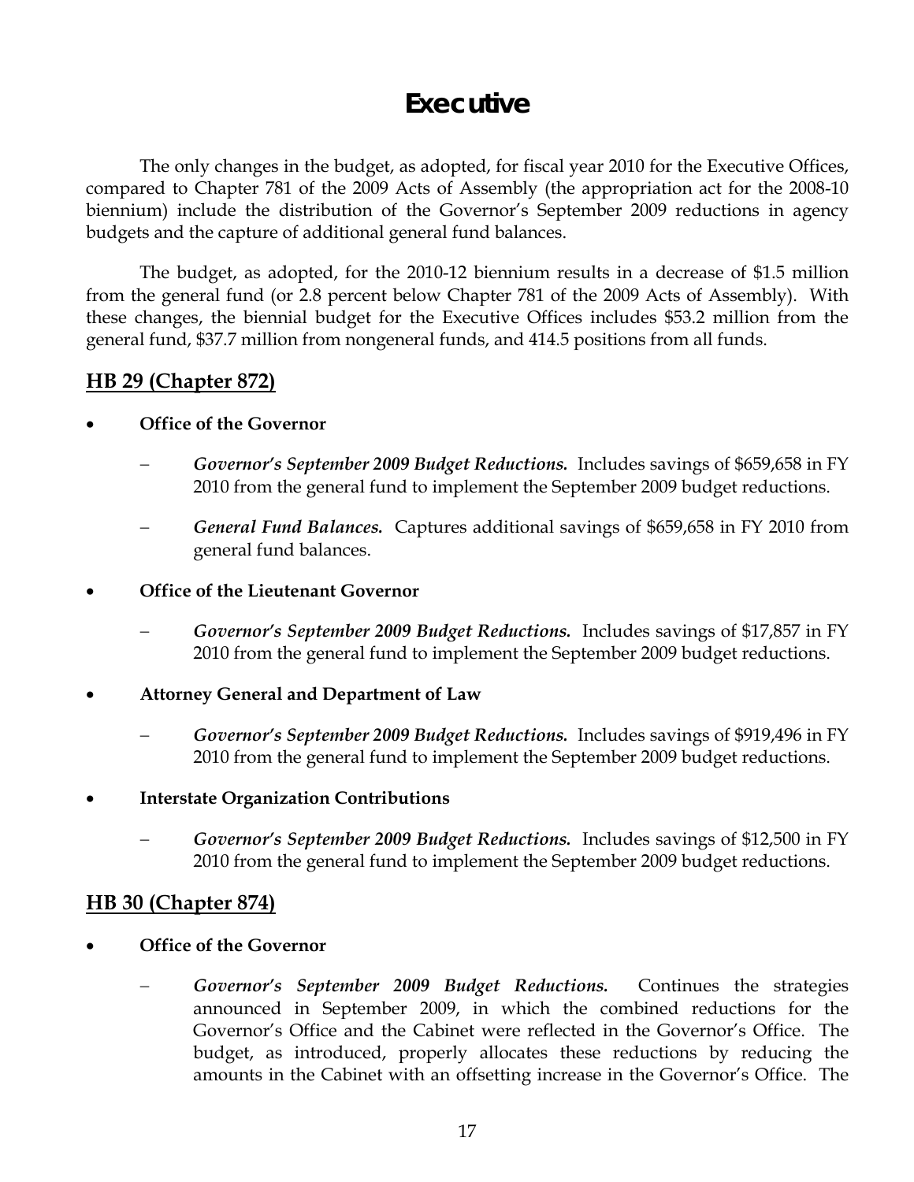# Executive

The only changes in the budget, as adopted, for fiscal year 2010 for the Executive Offices, compared to Chapter 781 of the 2009 Acts of Assembly (the appropriation act for the 2008-10 biennium) include the distribution of the Governor's September 2009 reductions in agency budgets and the capture of additional general fund balances.

The budget, as adopted, for the 2010-12 biennium results in a decrease of $1.5 million from the general fund (or 2.8 percent below Chapter 781 of the 2009 Acts of Assembly). With these changes, the biennial budget for the Executive Offices includes $53.2 million from the general fund, $37.7 million from nongeneral funds, and 414.5 positions from all funds.

## HB 29 (Chapter 872)

- **Office of the Governor**
  - ***Governor's September 2009 Budget Reductions.*** Includes savings of $659,658 in FY 2010 from the general fund to implement the September 2009 budget reductions.
  - ***General Fund Balances.*** Captures additional savings of $659,658 in FY 2010 from general fund balances.
- **Office of the Lieutenant Governor**
  - ***Governor's September 2009 Budget Reductions.*** Includes savings of $17,857 in FY 2010 from the general fund to implement the September 2009 budget reductions.
- **Attorney General and Department of Law**
  - ***Governor's September 2009 Budget Reductions.*** Includes savings of $919,496 in FY 2010 from the general fund to implement the September 2009 budget reductions.
- **Interstate Organization Contributions**
  - ***Governor's September 2009 Budget Reductions.*** Includes savings of $12,500 in FY 2010 from the general fund to implement the September 2009 budget reductions.

## HB 30 (Chapter 874)

- **Office of the Governor**
  - ***Governor's September 2009 Budget Reductions.*** Continues the strategies announced in September 2009, in which the combined reductions for the Governor's Office and the Cabinet were reflected in the Governor's Office. The budget, as introduced, properly allocates these reductions by reducing the amounts in the Cabinet with an offsetting increase in the Governor's Office. The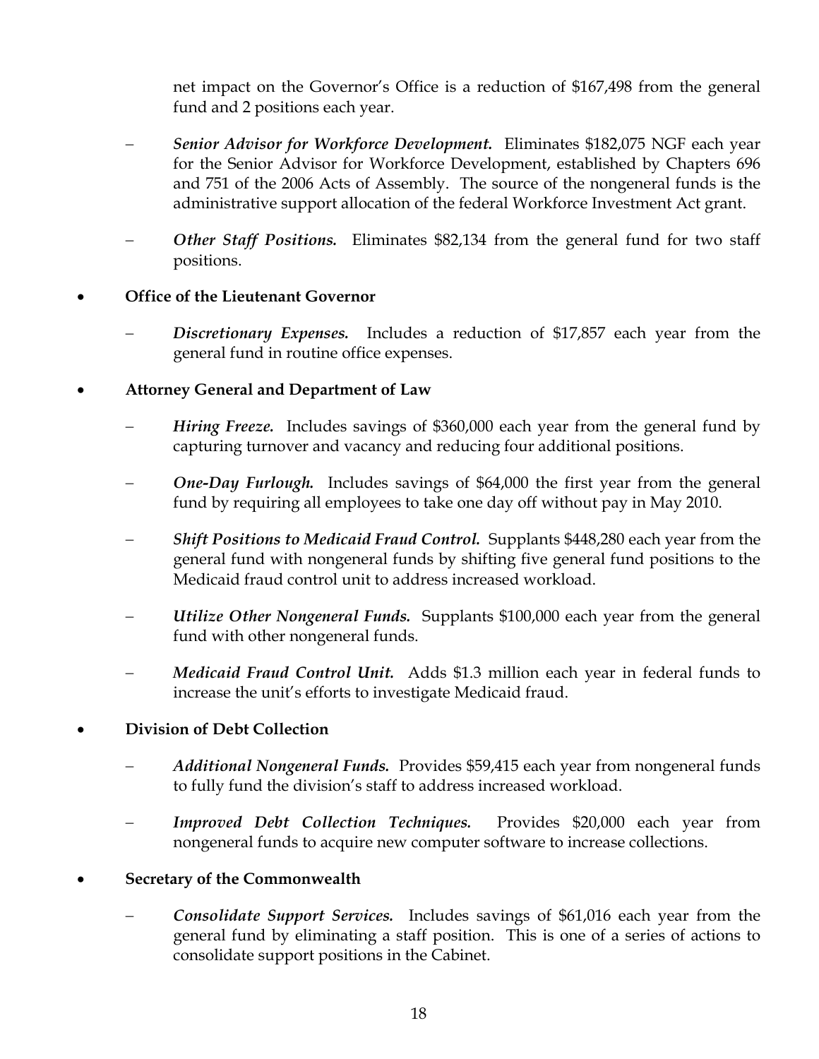net impact on the Governor's Office is a reduction of $167,498 from the general fund and 2 positions each year.

- ***Senior Advisor for Workforce Development.*** Eliminates $182,075 NGF each year for the Senior Advisor for Workforce Development, established by Chapters 696 and 751 of the 2006 Acts of Assembly. The source of the nongeneral funds is the administrative support allocation of the federal Workforce Investment Act grant.

- ***Other Staff Positions.*** Eliminates $82,134 from the general fund for two staff positions.

- **Office of the Lieutenant Governor**

  - ***Discretionary Expenses.*** Includes a reduction of $17,857 each year from the general fund in routine office expenses.

- **Attorney General and Department of Law**

  - ***Hiring Freeze.*** Includes savings of $360,000 each year from the general fund by capturing turnover and vacancy and reducing four additional positions.

  - ***One-Day Furlough.*** Includes savings of $64,000 the first year from the general fund by requiring all employees to take one day off without pay in May 2010.

  - ***Shift Positions to Medicaid Fraud Control.*** Supplants $448,280 each year from the general fund with nongeneral funds by shifting five general fund positions to the Medicaid fraud control unit to address increased workload.

  - ***Utilize Other Nongeneral Funds.*** Supplants $100,000 each year from the general fund with other nongeneral funds.

  - ***Medicaid Fraud Control Unit.*** Adds $1.3 million each year in federal funds to increase the unit's efforts to investigate Medicaid fraud.

- **Division of Debt Collection**

  - ***Additional Nongeneral Funds.*** Provides $59,415 each year from nongeneral funds to fully fund the division's staff to address increased workload.

  - ***Improved Debt Collection Techniques.*** Provides $20,000 each year from nongeneral funds to acquire new computer software to increase collections.

- **Secretary of the Commonwealth**

  - ***Consolidate Support Services.*** Includes savings of $61,016 each year from the general fund by eliminating a staff position. This is one of a series of actions to consolidate support positions in the Cabinet.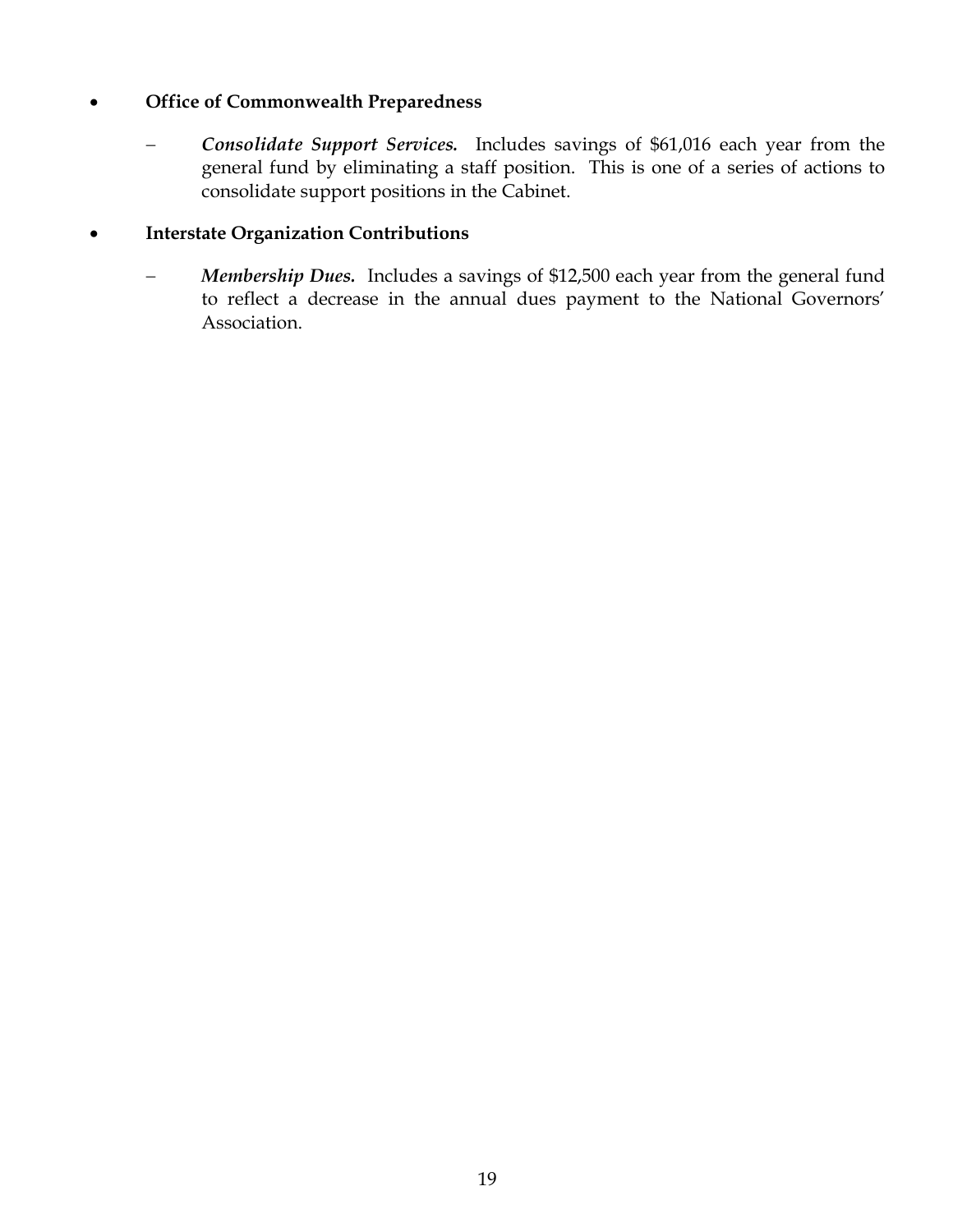- **Office of Commonwealth Preparedness**

  – ***Consolidate Support Services.*** Includes savings of $61,016 each year from the general fund by eliminating a staff position. This is one of a series of actions to consolidate support positions in the Cabinet.

- **Interstate Organization Contributions**

  – ***Membership Dues.*** Includes a savings of $12,500 each year from the general fund to reflect a decrease in the annual dues payment to the National Governors' Association.